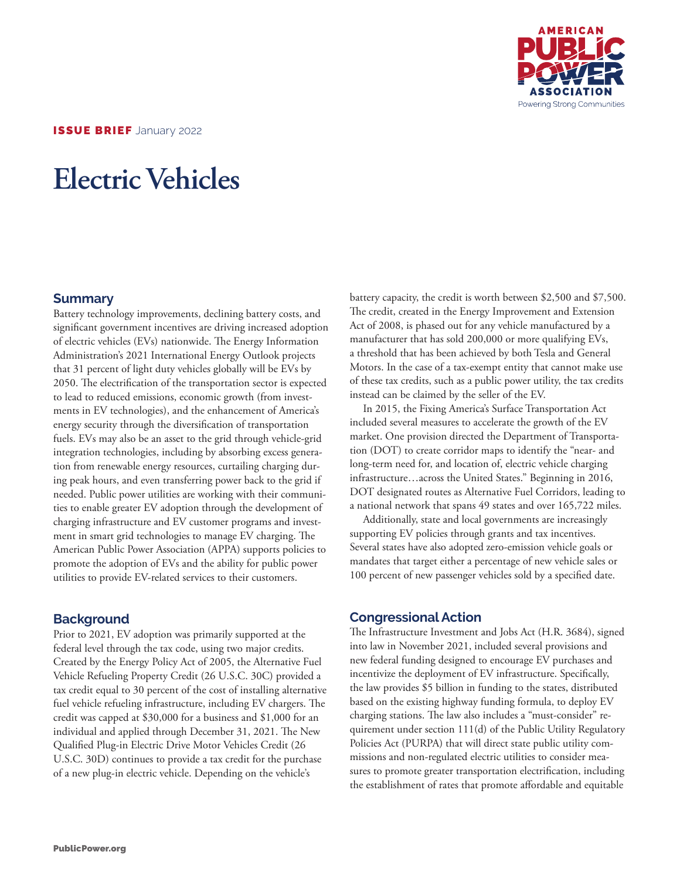**ISSUE BRIEF** January 2022

# Electric Vehicles

## Summary

Battery technology improvements, declining battery costs, and significant government incentives are driving increased adoption of electric vehicles (EVs) nationwide. The Energy Information Administration's 2021 International Energy Outlook projects that 31 percent of light duty vehicles globally will be EVs by 2050. The electrification of the transportation sector is expected to lead to reduced emissions, economic growth (from investments in EV technologies), and the enhancement of America's energy security through the diversification of transportation fuels. EVs may also be an asset to the grid through vehicle-grid integration technologies, including by absorbing excess generation from renewable energy resources, curtailing charging during peak hours, and even transferring power back to the grid if needed. Public power utilities are working with their communities to enable greater EV adoption through the development of charging infrastructure and EV customer programs and investment in smart grid technologies to manage EV charging. The American Public Power Association (APPA) supports policies to promote the adoption of EVs and the ability for public power utilities to provide EV-related services to their customers.

## Background

Prior to 2021, EV adoption was primarily supported at the federal level through the tax code, using two major credits. Created by the Energy Policy Act of 2005, the Alternative Fuel Vehicle Refueling Property Credit (26 U.S.C. 30C) provided a tax credit equal to 30 percent of the cost of installing alternative fuel vehicle refueling infrastructure, including EV chargers. The credit was capped at $30,000 for a business and $1,000 for an individual and applied through December 31, 2021. The New Qualified Plug-in Electric Drive Motor Vehicles Credit (26 U.S.C. 30D) continues to provide a tax credit for the purchase of a new plug-in electric vehicle. Depending on the vehicle's battery capacity, the credit is worth between $2,500 and $7,500. The credit, created in the Energy Improvement and Extension Act of 2008, is phased out for any vehicle manufactured by a manufacturer that has sold 200,000 or more qualifying EVs, a threshold that has been achieved by both Tesla and General Motors. In the case of a tax-exempt entity that cannot make use of these tax credits, such as a public power utility, the tax credits instead can be claimed by the seller of the EV.

In 2015, the Fixing America's Surface Transportation Act included several measures to accelerate the growth of the EV market. One provision directed the Department of Transportation (DOT) to create corridor maps to identify the "near- and long-term need for, and location of, electric vehicle charging infrastructure…across the United States." Beginning in 2016, DOT designated routes as Alternative Fuel Corridors, leading to a national network that spans 49 states and over 165,722 miles.

Additionally, state and local governments are increasingly supporting EV policies through grants and tax incentives. Several states have also adopted zero-emission vehicle goals or mandates that target either a percentage of new vehicle sales or 100 percent of new passenger vehicles sold by a specified date.

## Congressional Action

The Infrastructure Investment and Jobs Act (H.R. 3684), signed into law in November 2021, included several provisions and new federal funding designed to encourage EV purchases and incentivize the deployment of EV infrastructure. Specifically, the law provides $5 billion in funding to the states, distributed based on the existing highway funding formula, to deploy EV charging stations. The law also includes a "must-consider" requirement under section 111(d) of the Public Utility Regulatory Policies Act (PURPA) that will direct state public utility commissions and non-regulated electric utilities to consider measures to promote greater transportation electrification, including the establishment of rates that promote affordable and equitable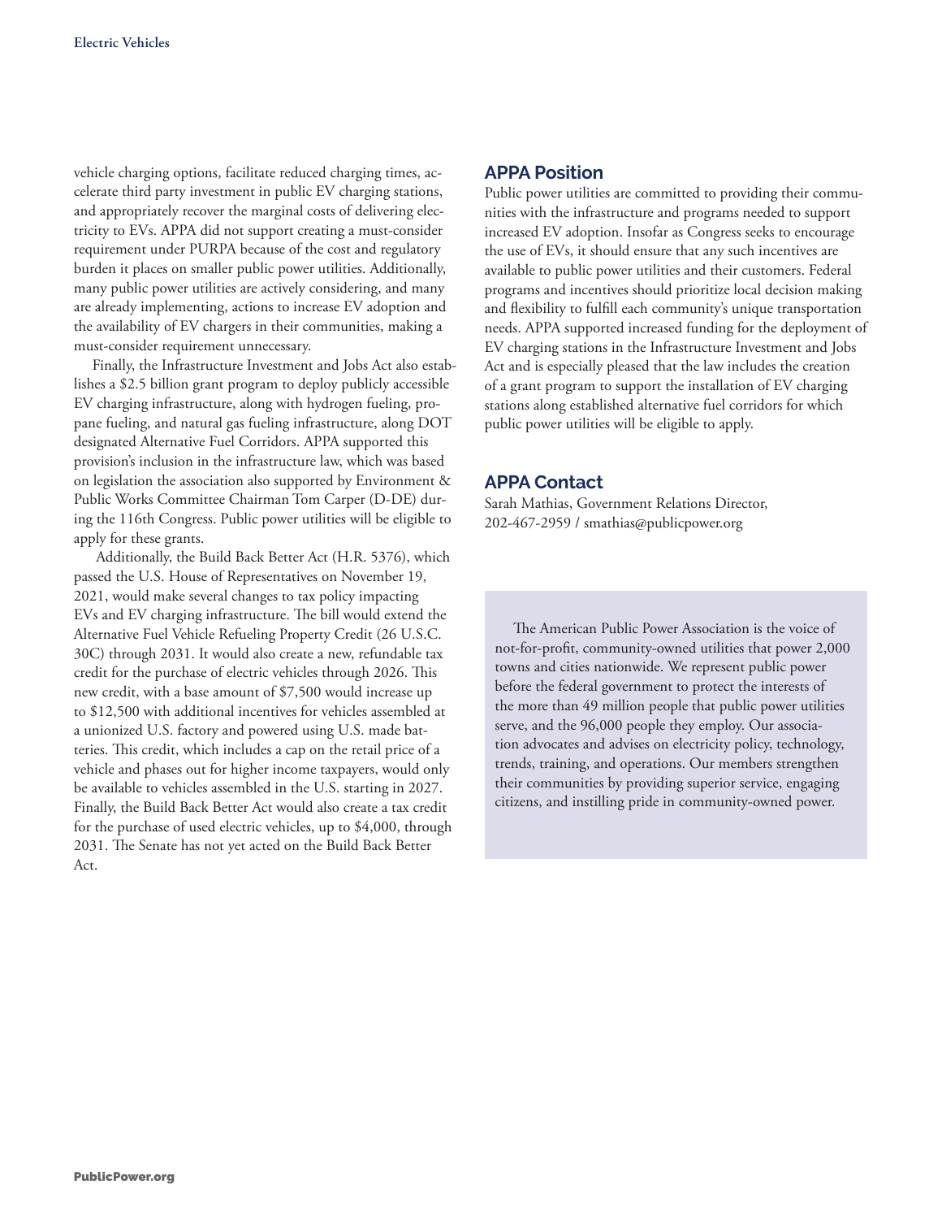vehicle charging options, facilitate reduced charging times, accelerate third party investment in public EV charging stations, and appropriately recover the marginal costs of delivering electricity to EVs. APPA did not support creating a must-consider requirement under PURPA because of the cost and regulatory burden it places on smaller public power utilities. Additionally, many public power utilities are actively considering, and many are already implementing, actions to increase EV adoption and the availability of EV chargers in their communities, making a must-consider requirement unnecessary.

Finally, the Infrastructure Investment and Jobs Act also establishes a $2.5 billion grant program to deploy publicly accessible EV charging infrastructure, along with hydrogen fueling, propane fueling, and natural gas fueling infrastructure, along DOT designated Alternative Fuel Corridors. APPA supported this provision's inclusion in the infrastructure law, which was based on legislation the association also supported by Environment & Public Works Committee Chairman Tom Carper (D-DE) during the 116th Congress. Public power utilities will be eligible to apply for these grants.

Additionally, the Build Back Better Act (H.R. 5376), which passed the U.S. House of Representatives on November 19, 2021, would make several changes to tax policy impacting EVs and EV charging infrastructure. The bill would extend the Alternative Fuel Vehicle Refueling Property Credit (26 U.S.C. 30C) through 2031. It would also create a new, refundable tax credit for the purchase of electric vehicles through 2026. This new credit, with a base amount of $7,500 would increase up to $12,500 with additional incentives for vehicles assembled at a unionized U.S. factory and powered using U.S. made batteries. This credit, which includes a cap on the retail price of a vehicle and phases out for higher income taxpayers, would only be available to vehicles assembled in the U.S. starting in 2027. Finally, the Build Back Better Act would also create a tax credit for the purchase of used electric vehicles, up to $4,000, through 2031. The Senate has not yet acted on the Build Back Better Act.

## APPA Position

Public power utilities are committed to providing their communities with the infrastructure and programs needed to support increased EV adoption. Insofar as Congress seeks to encourage the use of EVs, it should ensure that any such incentives are available to public power utilities and their customers. Federal programs and incentives should prioritize local decision making and flexibility to fulfill each community's unique transportation needs. APPA supported increased funding for the deployment of EV charging stations in the Infrastructure Investment and Jobs Act and is especially pleased that the law includes the creation of a grant program to support the installation of EV charging stations along established alternative fuel corridors for which public power utilities will be eligible to apply.

## APPA Contact

Sarah Mathias, Government Relations Director,
202-467-2959 / smathias@publicpower.org

The American Public Power Association is the voice of not-for-profit, community-owned utilities that power 2,000 towns and cities nationwide. We represent public power before the federal government to protect the interests of the more than 49 million people that public power utilities serve, and the 96,000 people they employ. Our association advocates and advises on electricity policy, technology, trends, training, and operations. Our members strengthen their communities by providing superior service, engaging citizens, and instilling pride in community-owned power.